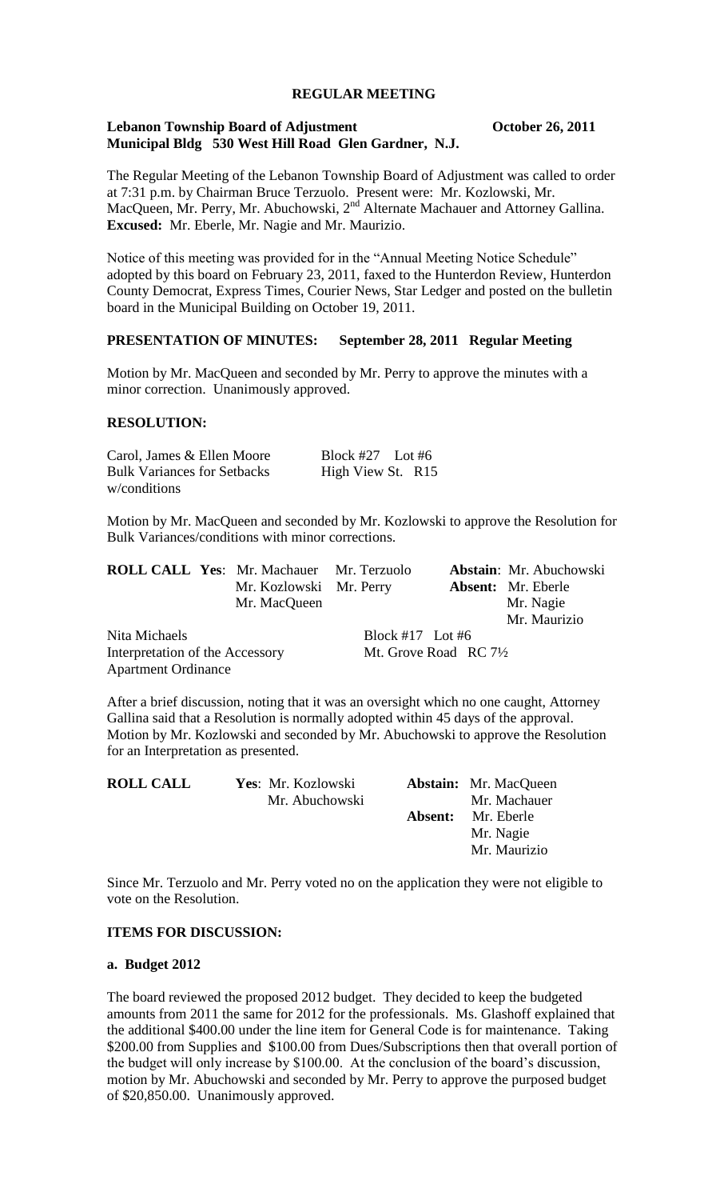**REGULAR MEETING**

**Lebanon Township Board of Adjustment October 26, 2011**
**Municipal Bldg 530 West Hill Road Glen Gardner, N.J.**

The Regular Meeting of the Lebanon Township Board of Adjustment was called to order at 7:31 p.m. by Chairman Bruce Terzuolo. Present were: Mr. Kozlowski, Mr. MacQueen, Mr. Perry, Mr. Abuchowski, 2nd Alternate Machauer and Attorney Gallina. **Excused:** Mr. Eberle, Mr. Nagie and Mr. Maurizio.

Notice of this meeting was provided for in the "Annual Meeting Notice Schedule" adopted by this board on February 23, 2011, faxed to the Hunterdon Review, Hunterdon County Democrat, Express Times, Courier News, Star Ledger and posted on the bulletin board in the Municipal Building on October 19, 2011.

**PRESENTATION OF MINUTES: September 28, 2011 Regular Meeting**

Motion by Mr. MacQueen and seconded by Mr. Perry to approve the minutes with a minor correction. Unanimously approved.

**RESOLUTION:**

Carol, James & Ellen Moore  Block #27 Lot #6
Bulk Variances for Setbacks  High View St. R15
w/conditions

Motion by Mr. MacQueen and seconded by Mr. Kozlowski to approve the Resolution for Bulk Variances/conditions with minor corrections.

**ROLL CALL Yes**: Mr. Machauer, Mr. Terzuolo, Mr. Kozlowski, Mr. Perry, Mr. MacQueen
**Abstain**: Mr. Abuchowski
**Absent:** Mr. Eberle, Mr. Nagie, Mr. Maurizio

Nita Michaels  Block #17 Lot #6
Interpretation of the Accessory Apartment Ordinance  Mt. Grove Road RC 7½

After a brief discussion, noting that it was an oversight which no one caught, Attorney Gallina said that a Resolution is normally adopted within 45 days of the approval. Motion by Mr. Kozlowski and seconded by Mr. Abuchowski to approve the Resolution for an Interpretation as presented.

**ROLL CALL Yes**: Mr. Kozlowski, Mr. Abuchowski
**Abstain:** Mr. MacQueen, Mr. Machauer
**Absent:** Mr. Eberle, Mr. Nagie, Mr. Maurizio

Since Mr. Terzuolo and Mr. Perry voted no on the application they were not eligible to vote on the Resolution.

**ITEMS FOR DISCUSSION:**

**a. Budget 2012**

The board reviewed the proposed 2012 budget. They decided to keep the budgeted amounts from 2011 the same for 2012 for the professionals. Ms. Glashoff explained that the additional $400.00 under the line item for General Code is for maintenance. Taking $200.00 from Supplies and $100.00 from Dues/Subscriptions then that overall portion of the budget will only increase by $100.00. At the conclusion of the board's discussion, motion by Mr. Abuchowski and seconded by Mr. Perry to approve the purposed budget of $20,850.00. Unanimously approved.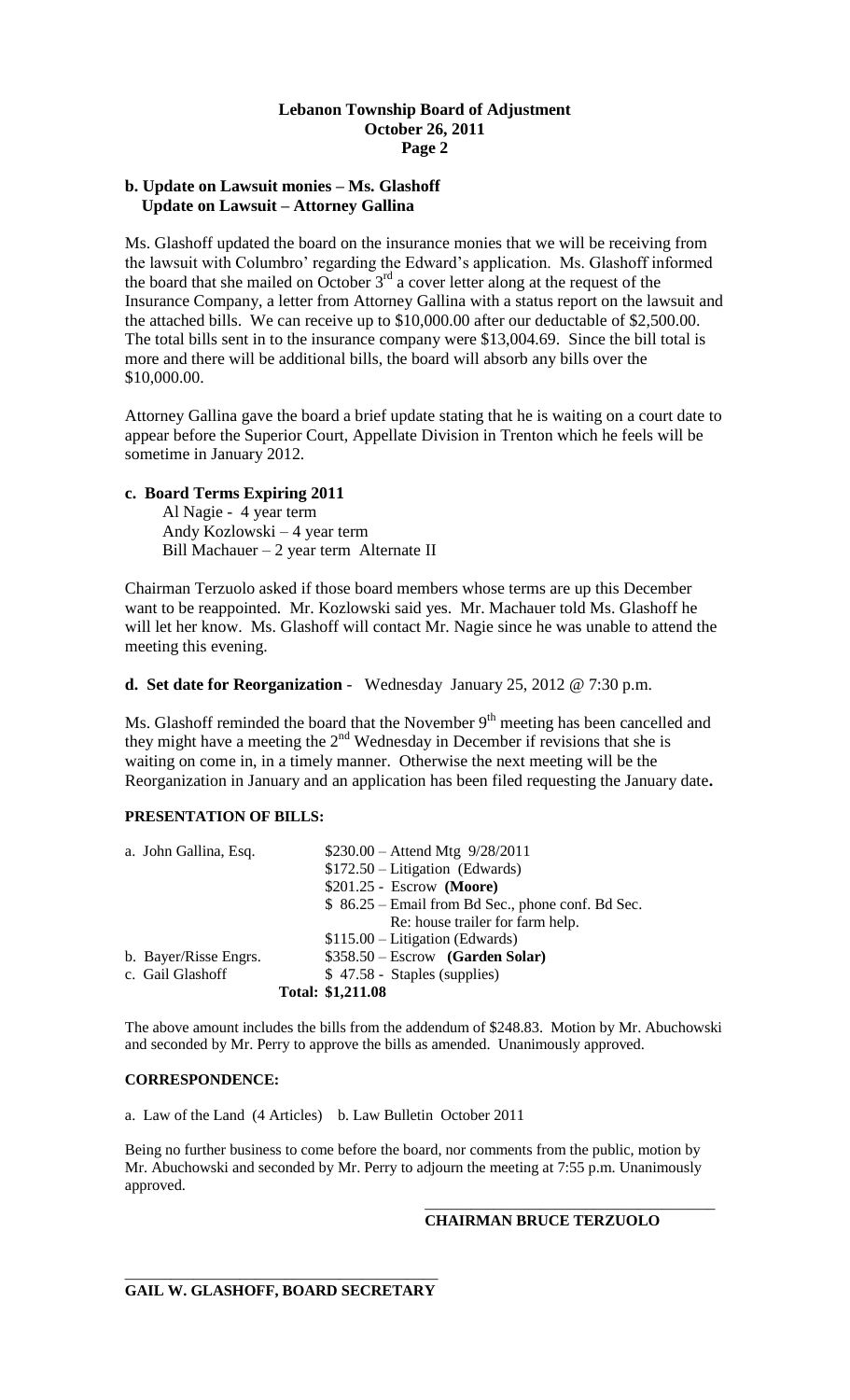**b. Update on Lawsuit monies – Ms. Glashoff**
**Update on Lawsuit – Attorney Gallina**

Ms. Glashoff updated the board on the insurance monies that we will be receiving from the lawsuit with Columbro' regarding the Edward's application. Ms. Glashoff informed the board that she mailed on October 3rd a cover letter along at the request of the Insurance Company, a letter from Attorney Gallina with a status report on the lawsuit and the attached bills. We can receive up to $10,000.00 after our deductable of $2,500.00. The total bills sent in to the insurance company were $13,004.69. Since the bill total is more and there will be additional bills, the board will absorb any bills over the $10,000.00.

Attorney Gallina gave the board a brief update stating that he is waiting on a court date to appear before the Superior Court, Appellate Division in Trenton which he feels will be sometime in January 2012.

**c. Board Terms Expiring 2011**

Al Nagie - 4 year term
Andy Kozlowski – 4 year term
Bill Machauer – 2 year term Alternate II

Chairman Terzuolo asked if those board members whose terms are up this December want to be reappointed. Mr. Kozlowski said yes. Mr. Machauer told Ms. Glashoff he will let her know. Ms. Glashoff will contact Mr. Nagie since he was unable to attend the meeting this evening.

**d. Set date for Reorganization** - Wednesday January 25, 2012 @ 7:30 p.m.

Ms. Glashoff reminded the board that the November 9th meeting has been cancelled and they might have a meeting the 2nd Wednesday in December if revisions that she is waiting on come in, in a timely manner. Otherwise the next meeting will be the Reorganization in January and an application has been filed requesting the January date**.**

**PRESENTATION OF BILLS:**

| | |
|---|---|
| a. John Gallina, Esq. | $230.00 – Attend Mtg 9/28/2011 |
| | $172.50 – Litigation (Edwards) |
| | $201.25 - Escrow **(Moore)** |
| | $ 86.25 – Email from Bd Sec., phone conf. Bd Sec. Re: house trailer for farm help. |
| | $115.00 – Litigation (Edwards) |
| b. Bayer/Risse Engrs. | $358.50 – Escrow **(Garden Solar)** |
| c. Gail Glashoff | $ 47.58 - Staples (supplies) |
| | **Total: $1,211.08** |

The above amount includes the bills from the addendum of $248.83. Motion by Mr. Abuchowski and seconded by Mr. Perry to approve the bills as amended. Unanimously approved.

**CORRESPONDENCE:**

a. Law of the Land (4 Articles) b. Law Bulletin October 2011

Being no further business to come before the board, nor comments from the public, motion by Mr. Abuchowski and seconded by Mr. Perry to adjourn the meeting at 7:55 p.m. Unanimously approved.

\_\_\_\_\_\_\_\_\_\_\_\_\_\_\_\_\_\_\_\_\_\_\_\_\_\_\_\_\_\_\_\_\_\_\_\_\_\_
**CHAIRMAN BRUCE TERZUOLO**

\_\_\_\_\_\_\_\_\_\_\_\_\_\_\_\_\_\_\_\_\_\_\_\_\_\_\_\_\_\_\_\_\_\_\_\_\_\_
**GAIL W. GLASHOFF, BOARD SECRETARY**